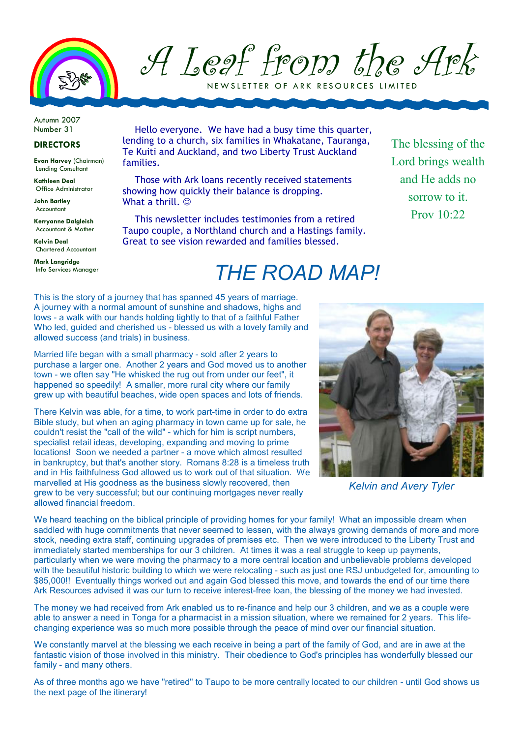# A Leaf from the Ark

NEWSLETTER OF ARK RESOURCES LIMITED

Autumn 2007
Number 31

**DIRECTORS**

**Evan Harvey** (Chairman)
Lending Consultant

**Kathleen Deal**
Office Administrator

**John Bartley**
Accountant

**Kerryanne Dalgleish**
Accountant & Mother

**Kelvin Deal**
Chartered Accountant

**Mark Langridge**
Info Services Manager

Hello everyone. We have had a busy time this quarter, lending to a church, six families in Whakatane, Tauranga, Te Kuiti and Auckland, and two Liberty Trust Auckland families.

Those with Ark loans recently received statements showing how quickly their balance is dropping. What a thrill. ☺

This newsletter includes testimonies from a retired Taupo couple, a Northland church and a Hastings family. Great to see vision rewarded and families blessed.

The blessing of the Lord brings wealth and He adds no sorrow to it.
Prov 10:22

## *THE ROAD MAP!*

This is the story of a journey that has spanned 45 years of marriage. A journey with a normal amount of sunshine and shadows, highs and lows - a walk with our hands holding tightly to that of a faithful Father Who led, guided and cherished us - blessed us with a lovely family and allowed success (and trials) in business.

Married life began with a small pharmacy - sold after 2 years to purchase a larger one. Another 2 years and God moved us to another town - we often say "He whisked the rug out from under our feet", it happened so speedily! A smaller, more rural city where our family grew up with beautiful beaches, wide open spaces and lots of friends.

There Kelvin was able, for a time, to work part-time in order to do extra Bible study, but when an aging pharmacy in town came up for sale, he couldn't resist the "call of the wild" - which for him is script numbers, specialist retail ideas, developing, expanding and moving to prime locations! Soon we needed a partner - a move which almost resulted in bankruptcy, but that's another story. Romans 8:28 is a timeless truth and in His faithfulness God allowed us to work out of that situation. We marvelled at His goodness as the business slowly recovered, then grew to be very successful; but our continuing mortgages never really allowed financial freedom.

*Kelvin and Avery Tyler*

We heard teaching on the biblical principle of providing homes for your family! What an impossible dream when saddled with huge commitments that never seemed to lessen, with the always growing demands of more and more stock, needing extra staff, continuing upgrades of premises etc. Then we were introduced to the Liberty Trust and immediately started memberships for our 3 children. At times it was a real struggle to keep up payments, particularly when we were moving the pharmacy to a more central location and unbelievable problems developed with the beautiful historic building to which we were relocating - such as just one RSJ unbudgeted for, amounting to $85,000!! Eventually things worked out and again God blessed this move, and towards the end of our time there Ark Resources advised it was our turn to receive interest-free loan, the blessing of the money we had invested.

The money we had received from Ark enabled us to re-finance and help our 3 children, and we as a couple were able to answer a need in Tonga for a pharmacist in a mission situation, where we remained for 2 years. This life-changing experience was so much more possible through the peace of mind over our financial situation.

We constantly marvel at the blessing we each receive in being a part of the family of God, and are in awe at the fantastic vision of those involved in this ministry. Their obedience to God's principles has wonderfully blessed our family - and many others.

As of three months ago we have "retired" to Taupo to be more centrally located to our children - until God shows us the next page of the itinerary!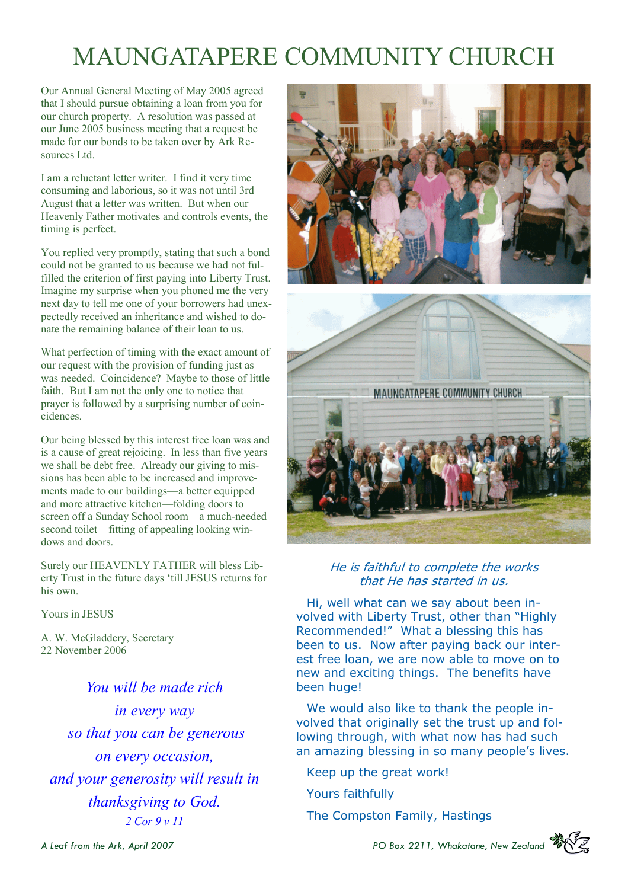# MAUNGATAPERE COMMUNITY CHURCH

Our Annual General Meeting of May 2005 agreed that I should pursue obtaining a loan from you for our church property. A resolution was passed at our June 2005 business meeting that a request be made for our bonds to be taken over by Ark Resources Ltd.

I am a reluctant letter writer. I find it very time consuming and laborious, so it was not until 3rd August that a letter was written. But when our Heavenly Father motivates and controls events, the timing is perfect.

You replied very promptly, stating that such a bond could not be granted to us because we had not fulfilled the criterion of first paying into Liberty Trust. Imagine my surprise when you phoned me the very next day to tell me one of your borrowers had unexpectedly received an inheritance and wished to donate the remaining balance of their loan to us.

What perfection of timing with the exact amount of our request with the provision of funding just as was needed. Coincidence? Maybe to those of little faith. But I am not the only one to notice that prayer is followed by a surprising number of coincidences.

Our being blessed by this interest free loan was and is a cause of great rejoicing. In less than five years we shall be debt free. Already our giving to missions has been able to be increased and improvements made to our buildings—a better equipped and more attractive kitchen—folding doors to screen off a Sunday School room—a much-needed second toilet—fitting of appealing looking windows and doors.

Surely our HEAVENLY FATHER will bless Liberty Trust in the future days 'till JESUS returns for his own.

Yours in JESUS

A. W. McGladdery, Secretary
22 November 2006

*You will be made rich*
*in every way*
*so that you can be generous*
*on every occasion,*
*and your generosity will result in*
*thanksgiving to God.*
*2 Cor 9 v 11*

*He is faithful to complete the works that He has started in us.*

Hi, well what can we say about been involved with Liberty Trust, other than "Highly Recommended!" What a blessing this has been to us. Now after paying back our interest free loan, we are now able to move on to new and exciting things. The benefits have been huge!

We would also like to thank the people involved that originally set the trust up and following through, with what now has had such an amazing blessing in so many people's lives.

Keep up the great work!

Yours faithfully

The Compston Family, Hastings

*A Leaf from the Ark, April 2007*

PO Box 2211, Whakatane, New Zealand